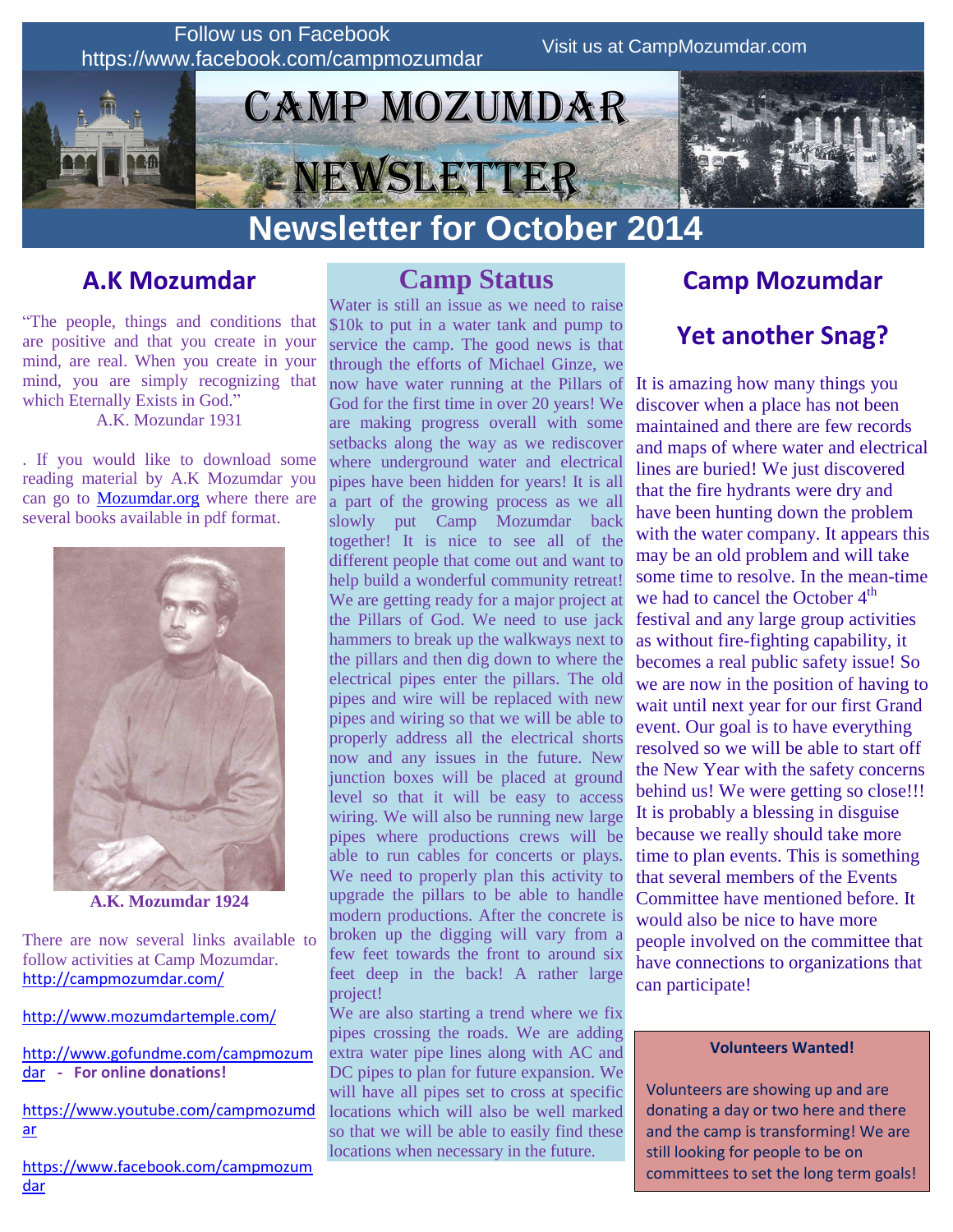Follow us on Facebook
https://www.facebook.com/campmozumdar

Visit us at CampMozumdar.com

# Camp Mozumdar Newsletter

# Newsletter for October 2014

## A.K Mozumdar

"The people, things and conditions that are positive and that you create in your mind, are real. When you create in your mind, you are simply recognizing that which Eternally Exists in God."
A.K. Mozumdar 1931

. If you would like to download some reading material by A.K Mozumdar you can go to [Mozumdar.org](Mozumdar.org) where there are several books available in pdf format.

**A.K. Mozumdar 1924**

There are now several links available to follow activities at Camp Mozumdar.

http://campmozumdar.com/

http://www.mozumdartemple.com/

http://www.gofundme.com/campmozumdar - **For online donations!**

https://www.youtube.com/campmozumdar

https://www.facebook.com/campmozumdar

## Camp Status

Water is still an issue as we need to raise $10k to put in a water tank and pump to service the camp. The good news is that through the efforts of Michael Ginze, we now have water running at the Pillars of God for the first time in over 20 years! We are making progress overall with some setbacks along the way as we rediscover where underground water and electrical pipes have been hidden for years! It is all a part of the growing process as we all slowly put Camp Mozumdar back together! It is nice to see all of the different people that come out and want to help build a wonderful community retreat! We are getting ready for a major project at the Pillars of God. We need to use jack hammers to break up the walkways next to the pillars and then dig down to where the electrical pipes enter the pillars. The old pipes and wire will be replaced with new pipes and wiring so that we will be able to properly address all the electrical shorts now and any issues in the future. New junction boxes will be placed at ground level so that it will be easy to access wiring. We will also be running new large pipes where productions crews will be able to run cables for concerts or plays. We need to properly plan this activity to upgrade the pillars to be able to handle modern productions. After the concrete is broken up the digging will vary from a few feet towards the front to around six feet deep in the back! A rather large project!

We are also starting a trend where we fix pipes crossing the roads. We are adding extra water pipe lines along with AC and DC pipes to plan for future expansion. We will have all pipes set to cross at specific locations which will also be well marked so that we will be able to easily find these locations when necessary in the future.

## Camp Mozumdar

## Yet another Snag?

It is amazing how many things you discover when a place has not been maintained and there are few records and maps of where water and electrical lines are buried! We just discovered that the fire hydrants were dry and have been hunting down the problem with the water company. It appears this may be an old problem and will take some time to resolve. In the mean-time we had to cancel the October 4th festival and any large group activities as without fire-fighting capability, it becomes a real public safety issue! So we are now in the position of having to wait until next year for our first Grand event. Our goal is to have everything resolved so we will be able to start off the New Year with the safety concerns behind us! We were getting so close!!! It is probably a blessing in disguise because we really should take more time to plan events. This is something that several members of the Events Committee have mentioned before. It would also be nice to have more people involved on the committee that have connections to organizations that can participate!

**Volunteers Wanted!**

Volunteers are showing up and are donating a day or two here and there and the camp is transforming! We are still looking for people to be on committees to set the long term goals!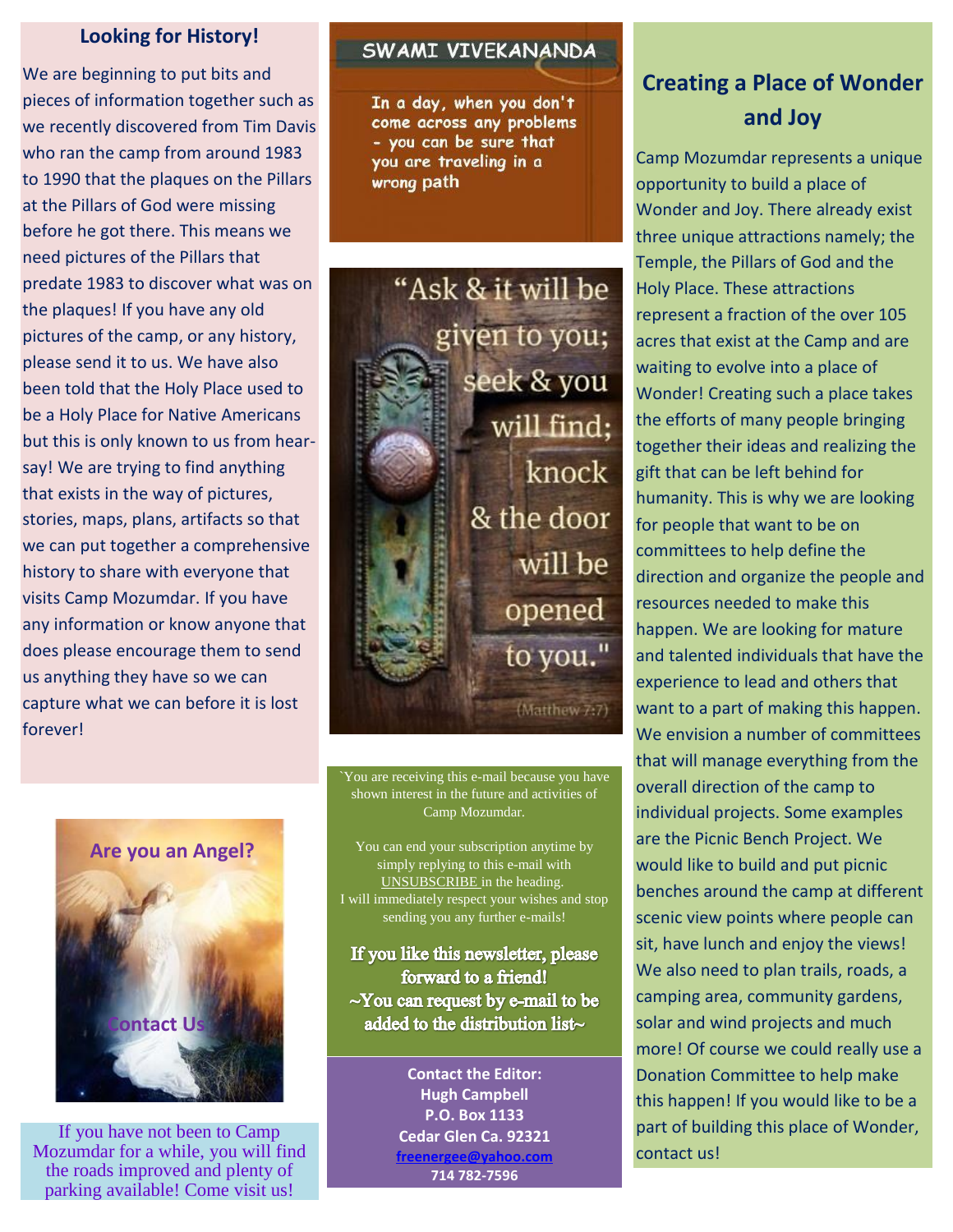## Looking for History!

We are beginning to put bits and pieces of information together such as we recently discovered from Tim Davis who ran the camp from around 1983 to 1990 that the plaques on the Pillars at the Pillars of God were missing before he got there. This means we need pictures of the Pillars that predate 1983 to discover what was on the plaques! If you have any old pictures of the camp, or any history, please send it to us. We have also been told that the Holy Place used to be a Holy Place for Native Americans but this is only known to us from hear-say! We are trying to find anything that exists in the way of pictures, stories, maps, plans, artifacts so that we can put together a comprehensive history to share with everyone that visits Camp Mozumdar. If you have any information or know anyone that does please encourage them to send us anything they have so we can capture what we can before it is lost forever!

**Are you an Angel?**

**Contact Us**

If you have not been to Camp Mozumdar for a while, you will find the roads improved and plenty of parking available! Come visit us!

**SWAMI VIVEKANANDA**

In a day, when you don't come across any problems - you can be sure that you are traveling in a wrong path

"Ask & it will be given to you; seek & you will find; knock & the door will be opened to you."

(Matthew 7:7)

`You are receiving this e-mail because you have shown interest in the future and activities of Camp Mozumdar.

You can end your subscription anytime by simply replying to this e-mail with UNSUBSCRIBE in the heading. I will immediately respect your wishes and stop sending you any further e-mails!

**If you like this newsletter, please forward to a friend!**
**~You can request by e-mail to be added to the distribution list~**

**Contact the Editor:**
**Hugh Campbell**
**P.O. Box 1133**
**Cedar Glen Ca. 92321**
**freenergee@yahoo.com**
**714 782-7596**

## Creating a Place of Wonder and Joy

Camp Mozumdar represents a unique opportunity to build a place of Wonder and Joy. There already exist three unique attractions namely; the Temple, the Pillars of God and the Holy Place. These attractions represent a fraction of the over 105 acres that exist at the Camp and are waiting to evolve into a place of Wonder! Creating such a place takes the efforts of many people bringing together their ideas and realizing the gift that can be left behind for humanity. This is why we are looking for people that want to be on committees to help define the direction and organize the people and resources needed to make this happen. We are looking for mature and talented individuals that have the experience to lead and others that want to a part of making this happen. We envision a number of committees that will manage everything from the overall direction of the camp to individual projects. Some examples are the Picnic Bench Project. We would like to build and put picnic benches around the camp at different scenic view points where people can sit, have lunch and enjoy the views! We also need to plan trails, roads, a camping area, community gardens, solar and wind projects and much more! Of course we could really use a Donation Committee to help make this happen! If you would like to be a part of building this place of Wonder, contact us!